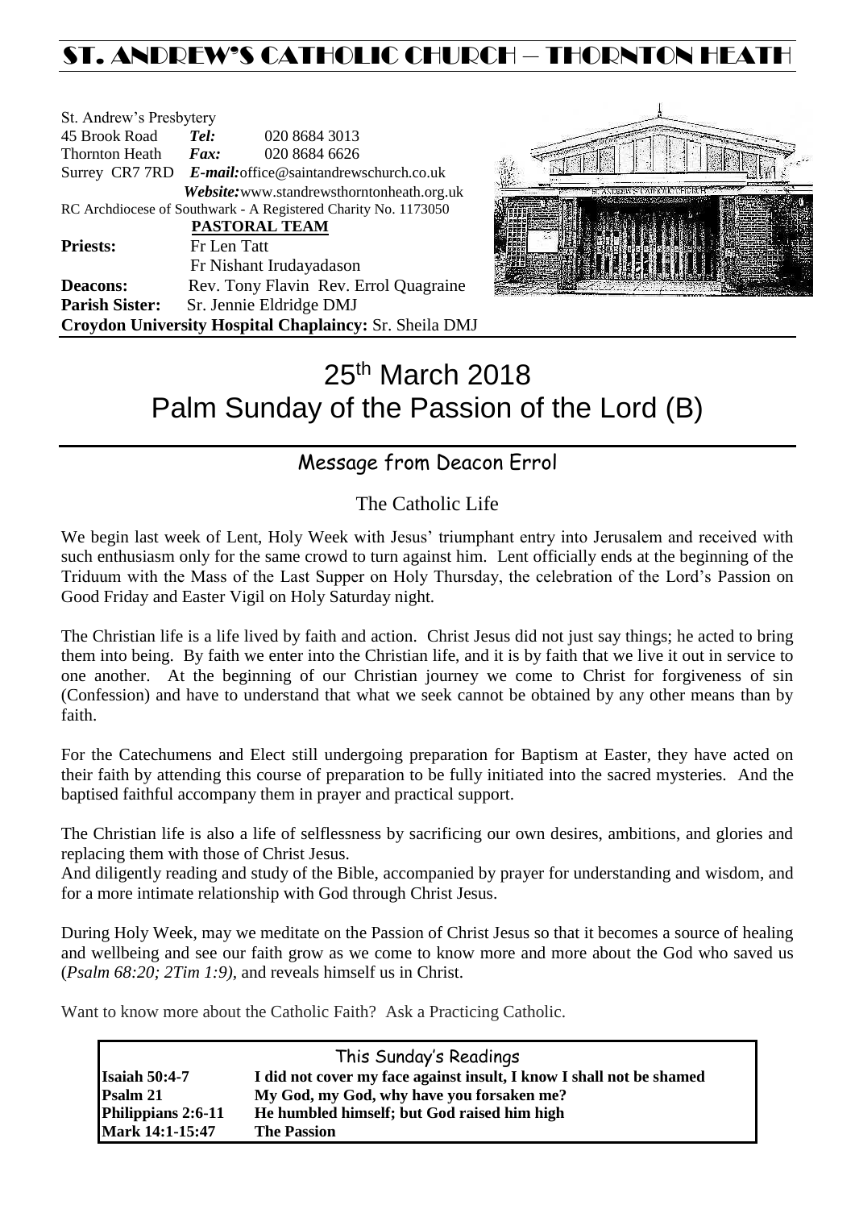# ST. ANDREW'S CATHOLIC CHURCH – THORNTON HEATH

St. Andrew's Presbytery
45 Brook Road *Tel:* 020 8684 3013
Thornton Heath *Fax:* 020 8684 6626
Surrey CR7 7RD *E-mail:* office@saintandrewschurch.co.uk
*Website:* www.standrewsthorntonheath.org.uk
RC Archdiocese of Southwark - A Registered Charity No. 1173050

**PASTORAL TEAM**

**Priests:** Fr Len Tatt
Fr Nishant Irudayadason
**Deacons:** Rev. Tony Flavin Rev. Errol Quagraine
**Parish Sister:** Sr. Jennie Eldridge DMJ
**Croydon University Hospital Chaplaincy:** Sr. Sheila DMJ

# 25th March 2018
# Palm Sunday of the Passion of the Lord (B)

## Message from Deacon Errol

### The Catholic Life

We begin last week of Lent, Holy Week with Jesus' triumphant entry into Jerusalem and received with such enthusiasm only for the same crowd to turn against him. Lent officially ends at the beginning of the Triduum with the Mass of the Last Supper on Holy Thursday, the celebration of the Lord's Passion on Good Friday and Easter Vigil on Holy Saturday night.

The Christian life is a life lived by faith and action. Christ Jesus did not just say things; he acted to bring them into being. By faith we enter into the Christian life, and it is by faith that we live it out in service to one another. At the beginning of our Christian journey we come to Christ for forgiveness of sin (Confession) and have to understand that what we seek cannot be obtained by any other means than by faith.

For the Catechumens and Elect still undergoing preparation for Baptism at Easter, they have acted on their faith by attending this course of preparation to be fully initiated into the sacred mysteries. And the baptised faithful accompany them in prayer and practical support.

The Christian life is also a life of selflessness by sacrificing our own desires, ambitions, and glories and replacing them with those of Christ Jesus.
And diligently reading and study of the Bible, accompanied by prayer for understanding and wisdom, and for a more intimate relationship with God through Christ Jesus.

During Holy Week, may we meditate on the Passion of Christ Jesus so that it becomes a source of healing and wellbeing and see our faith grow as we come to know more and more about the God who saved us (*Psalm 68:20; 2Tim 1:9)*, and reveals himself us in Christ.

Want to know more about the Catholic Faith? Ask a Practicing Catholic.

## This Sunday's Readings

| | |
|---|---|
| **Isaiah 50:4-7** | **I did not cover my face against insult, I know I shall not be shamed** |
| **Psalm 21** | **My God, my God, why have you forsaken me?** |
| **Philippians 2:6-11** | **He humbled himself; but God raised him high** |
| **Mark 14:1-15:47** | **The Passion** |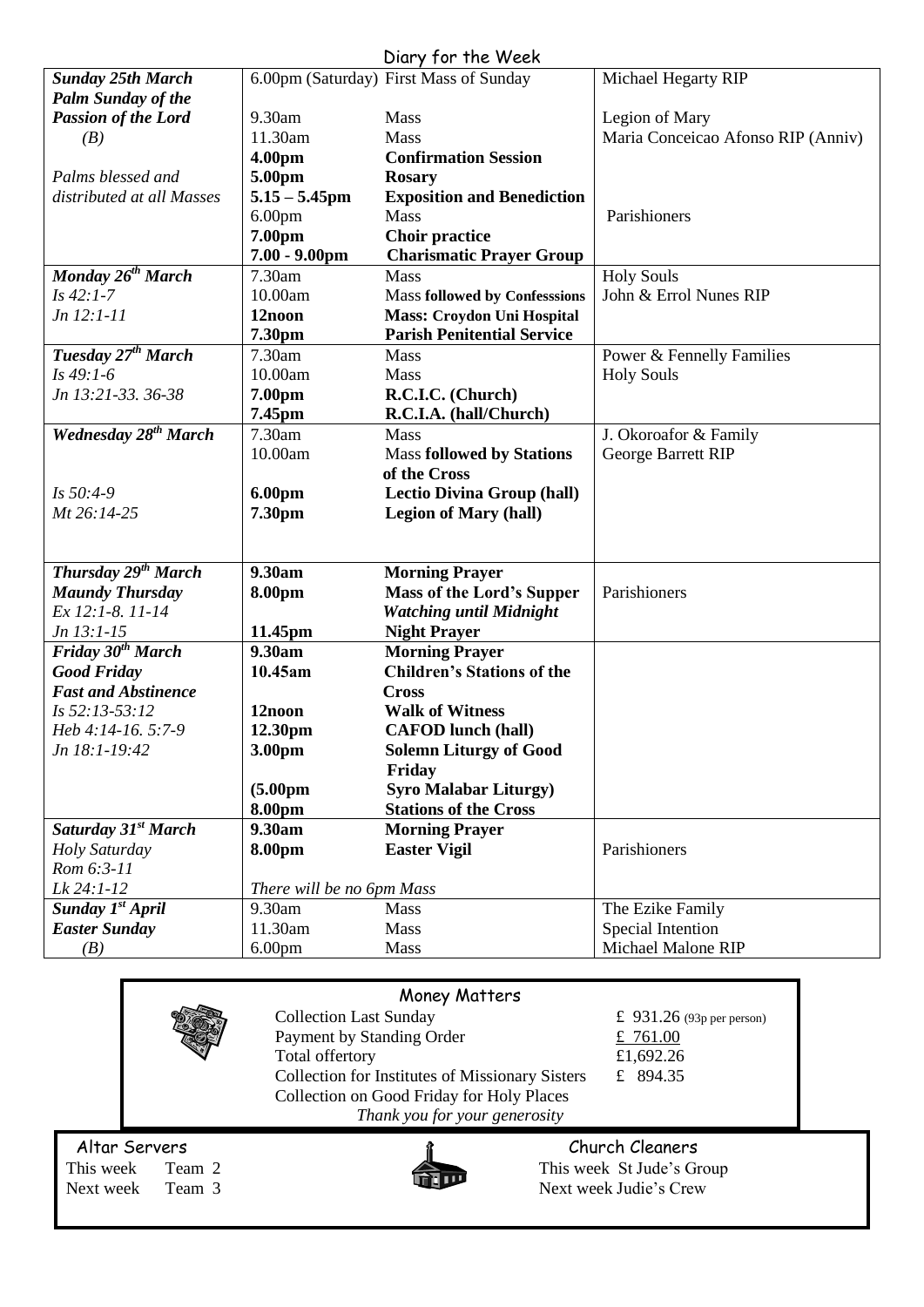## Diary for the Week

| | | | |
|---|---|---|---|
| ***Sunday 25th March*** | 6.00pm (Saturday) | First Mass of Sunday | Michael Hegarty RIP |
| ***Palm Sunday of the*** | | | |
| ***Passion of the Lord*** | 9.30am | Mass | Legion of Mary |
| *(B)* | 11.30am | Mass | Maria Conceicao Afonso RIP (Anniv) |
| | **4.00pm** | **Confirmation Session** | |
| *Palms blessed and* | **5.00pm** | **Rosary** | |
| *distributed at all Masses* | **5.15 – 5.45pm** | **Exposition and Benediction** | |
| | 6.00pm | Mass | Parishioners |
| | **7.00pm** | **Choir practice** | |
| | **7.00 - 9.00pm** | **Charismatic Prayer Group** | |
| ***Monday 26th March*** | 7.30am | Mass | Holy Souls |
| *Is 42:1-7* | 10.00am | Mass **followed by Confesssions** | John & Errol Nunes RIP |
| *Jn 12:1-11* | **12noon** | **Mass: Croydon Uni Hospital** | |
| | **7.30pm** | **Parish Penitential Service** | |
| ***Tuesday 27th March*** | 7.30am | Mass | Power & Fennelly Families |
| *Is 49:1-6* | 10.00am | Mass | Holy Souls |
| *Jn 13:21-33. 36-38* | **7.00pm** | **R.C.I.C. (Church)** | |
| | **7.45pm** | **R.C.I.A. (hall/Church)** | |
| ***Wednesday 28th March*** | 7.30am | Mass | J. Okoroafor & Family |
| | 10.00am | Mass **followed by Stations of the Cross** | George Barrett RIP |
| *Is 50:4-9* | **6.00pm** | **Lectio Divina Group (hall)** | |
| *Mt 26:14-25* | **7.30pm** | **Legion of Mary (hall)** | |
| ***Thursday 29th March*** | **9.30am** | **Morning Prayer** | |
| ***Maundy Thursday*** | **8.00pm** | **Mass of the Lord's Supper** | Parishioners |
| *Ex 12:1-8. 11-14* | | ***Watching until Midnight*** | |
| *Jn 13:1-15* | **11.45pm** | **Night Prayer** | |
| ***Friday 30th March*** | **9.30am** | **Morning Prayer** | |
| ***Good Friday*** | **10.45am** | **Children's Stations of the Cross** | |
| ***Fast and Abstinence*** | | | |
| *Is 52:13-53:12* | **12noon** | **Walk of Witness** | |
| *Heb 4:14-16. 5:7-9* | **12.30pm** | **CAFOD lunch (hall)** | |
| *Jn 18:1-19:42* | **3.00pm** | **Solemn Liturgy of Good Friday** | |
| | **(5.00pm** | **Syro Malabar Liturgy)** | |
| | **8.00pm** | **Stations of the Cross** | |
| ***Saturday 31st March*** | **9.30am** | **Morning Prayer** | |
| *Holy Saturday* | **8.00pm** | **Easter Vigil** | Parishioners |
| *Rom 6:3-11* | | | |
| *Lk 24:1-12* | *There will be no 6pm Mass* | | |
| ***Sunday 1st April*** | 9.30am | Mass | The Ezike Family |
| ***Easter Sunday*** | 11.30am | Mass | Special Intention |
| *(B)* | 6.00pm | Mass | Michael Malone RIP |

## Money Matters

| | |
|---|---|
| Collection Last Sunday | £ 931.26 (93p per person) |
| Payment by Standing Order | £ 761.00 |
| Total offertory | £1,692.26 |
| Collection for Institutes of Missionary Sisters | £ 894.35 |
| Collection on Good Friday for Holy Places | |

*Thank you for your generosity*

### Altar Servers

This week Team 2
Next week Team 3

### Church Cleaners

This week St Jude's Group
Next week Judie's Crew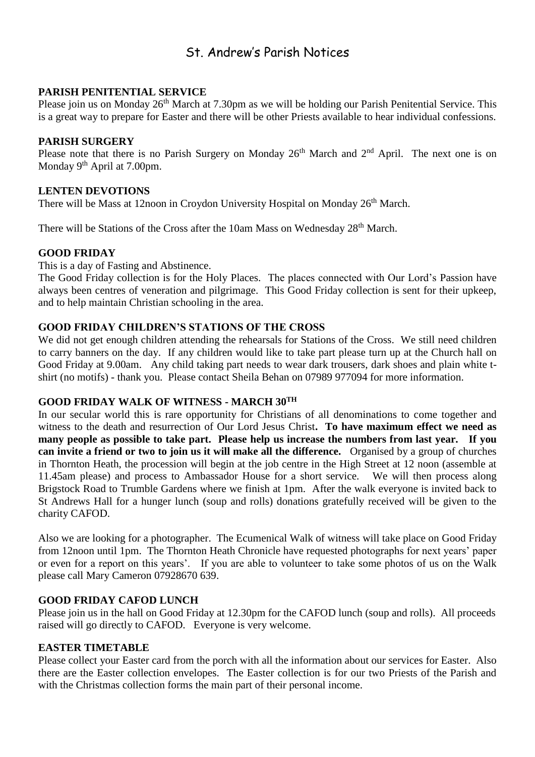# St. Andrew's Parish Notices

## PARISH PENITENTIAL SERVICE

Please join us on Monday 26th March at 7.30pm as we will be holding our Parish Penitential Service. This is a great way to prepare for Easter and there will be other Priests available to hear individual confessions.

## PARISH SURGERY

Please note that there is no Parish Surgery on Monday 26th March and 2nd April. The next one is on Monday 9th April at 7.00pm.

## LENTEN DEVOTIONS

There will be Mass at 12noon in Croydon University Hospital on Monday 26th March.

There will be Stations of the Cross after the 10am Mass on Wednesday 28th March.

## GOOD FRIDAY

This is a day of Fasting and Abstinence.

The Good Friday collection is for the Holy Places. The places connected with Our Lord's Passion have always been centres of veneration and pilgrimage. This Good Friday collection is sent for their upkeep, and to help maintain Christian schooling in the area.

## GOOD FRIDAY CHILDREN'S STATIONS OF THE CROSS

We did not get enough children attending the rehearsals for Stations of the Cross. We still need children to carry banners on the day. If any children would like to take part please turn up at the Church hall on Good Friday at 9.00am. Any child taking part needs to wear dark trousers, dark shoes and plain white t-shirt (no motifs) - thank you. Please contact Sheila Behan on 07989 977094 for more information.

## GOOD FRIDAY WALK OF WITNESS - MARCH 30TH

In our secular world this is rare opportunity for Christians of all denominations to come together and witness to the death and resurrection of Our Lord Jesus Christ**. To have maximum effect we need as many people as possible to take part. Please help us increase the numbers from last year. If you can invite a friend or two to join us it will make all the difference.** Organised by a group of churches in Thornton Heath, the procession will begin at the job centre in the High Street at 12 noon (assemble at 11.45am please) and process to Ambassador House for a short service. We will then process along Brigstock Road to Trumble Gardens where we finish at 1pm. After the walk everyone is invited back to St Andrews Hall for a hunger lunch (soup and rolls) donations gratefully received will be given to the charity CAFOD.

Also we are looking for a photographer. The Ecumenical Walk of witness will take place on Good Friday from 12noon until 1pm. The Thornton Heath Chronicle have requested photographs for next years' paper or even for a report on this years'. If you are able to volunteer to take some photos of us on the Walk please call Mary Cameron 07928670 639.

## GOOD FRIDAY CAFOD LUNCH

Please join us in the hall on Good Friday at 12.30pm for the CAFOD lunch (soup and rolls). All proceeds raised will go directly to CAFOD. Everyone is very welcome.

## EASTER TIMETABLE

Please collect your Easter card from the porch with all the information about our services for Easter. Also there are the Easter collection envelopes. The Easter collection is for our two Priests of the Parish and with the Christmas collection forms the main part of their personal income.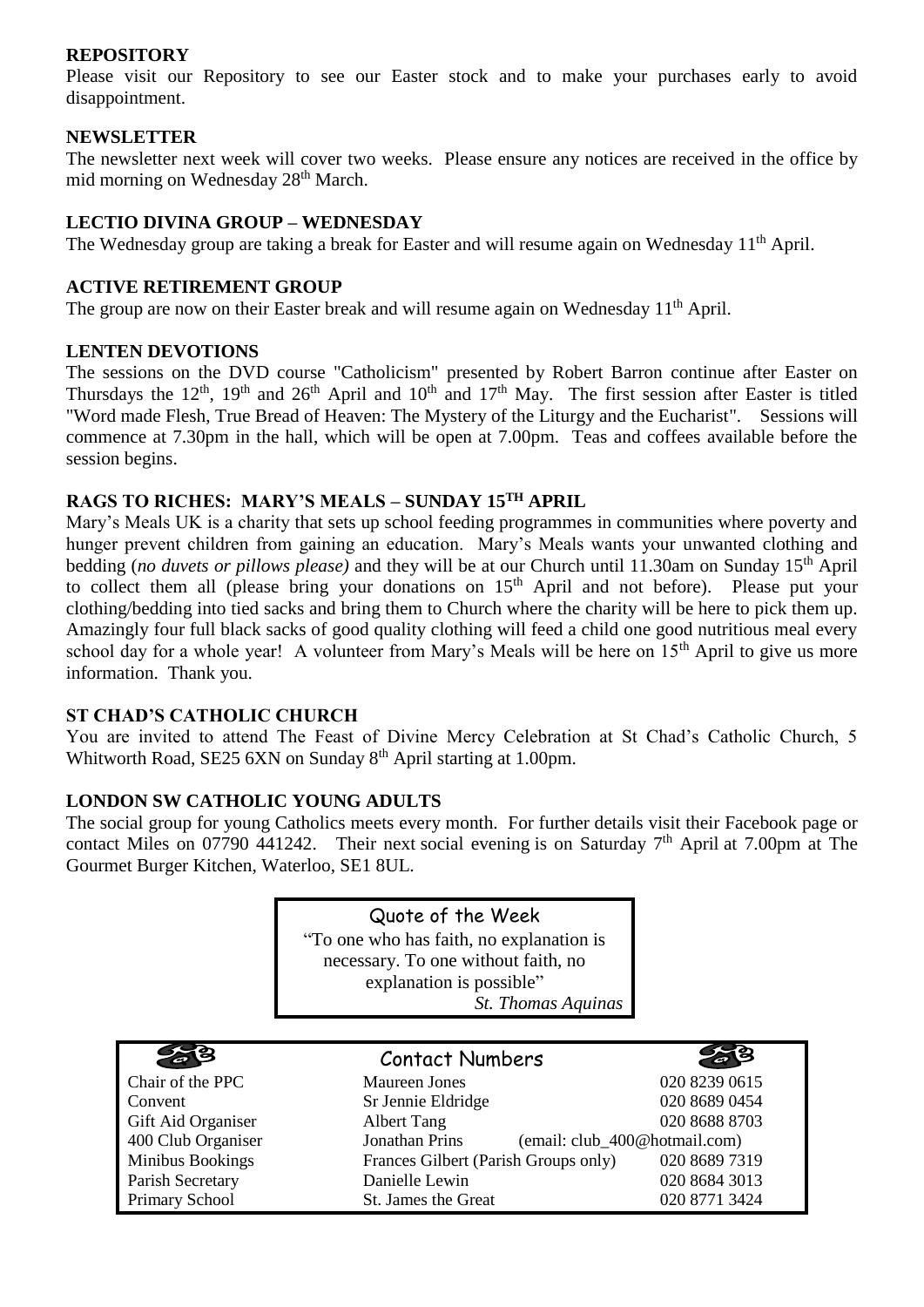**REPOSITORY**

Please visit our Repository to see our Easter stock and to make your purchases early to avoid disappointment.

**NEWSLETTER**

The newsletter next week will cover two weeks. Please ensure any notices are received in the office by mid morning on Wednesday 28th March.

**LECTIO DIVINA GROUP – WEDNESDAY**

The Wednesday group are taking a break for Easter and will resume again on Wednesday 11th April.

**ACTIVE RETIREMENT GROUP**

The group are now on their Easter break and will resume again on Wednesday 11th April.

**LENTEN DEVOTIONS**

The sessions on the DVD course "Catholicism" presented by Robert Barron continue after Easter on Thursdays the 12th, 19th and 26th April and 10th and 17th May. The first session after Easter is titled "Word made Flesh, True Bread of Heaven: The Mystery of the Liturgy and the Eucharist". Sessions will commence at 7.30pm in the hall, which will be open at 7.00pm. Teas and coffees available before the session begins.

**RAGS TO RICHES: MARY'S MEALS – SUNDAY 15TH APRIL**

Mary's Meals UK is a charity that sets up school feeding programmes in communities where poverty and hunger prevent children from gaining an education. Mary's Meals wants your unwanted clothing and bedding (*no duvets or pillows please)* and they will be at our Church until 11.30am on Sunday 15th April to collect them all (please bring your donations on 15th April and not before). Please put your clothing/bedding into tied sacks and bring them to Church where the charity will be here to pick them up. Amazingly four full black sacks of good quality clothing will feed a child one good nutritious meal every school day for a whole year! A volunteer from Mary's Meals will be here on 15th April to give us more information. Thank you.

**ST CHAD'S CATHOLIC CHURCH**

You are invited to attend The Feast of Divine Mercy Celebration at St Chad's Catholic Church, 5 Whitworth Road, SE25 6XN on Sunday 8th April starting at 1.00pm.

**LONDON SW CATHOLIC YOUNG ADULTS**

The social group for young Catholics meets every month. For further details visit their Facebook page or contact Miles on 07790 441242. Their next social evening is on Saturday 7th April at 7.00pm at The Gourmet Burger Kitchen, Waterloo, SE1 8UL.

**Quote of the Week**

"To one who has faith, no explanation is necessary. To one without faith, no explanation is possible"

*St. Thomas Aquinas*

**Contact Numbers**

| | | |
|---|---|---|
| Chair of the PPC | Maureen Jones | 020 8239 0615 |
| Convent | Sr Jennie Eldridge | 020 8689 0454 |
| Gift Aid Organiser | Albert Tang | 020 8688 8703 |
| 400 Club Organiser | Jonathan Prins | (email: club_400@hotmail.com) |
| Minibus Bookings | Frances Gilbert (Parish Groups only) | 020 8689 7319 |
| Parish Secretary | Danielle Lewin | 020 8684 3013 |
| Primary School | St. James the Great | 020 8771 3424 |